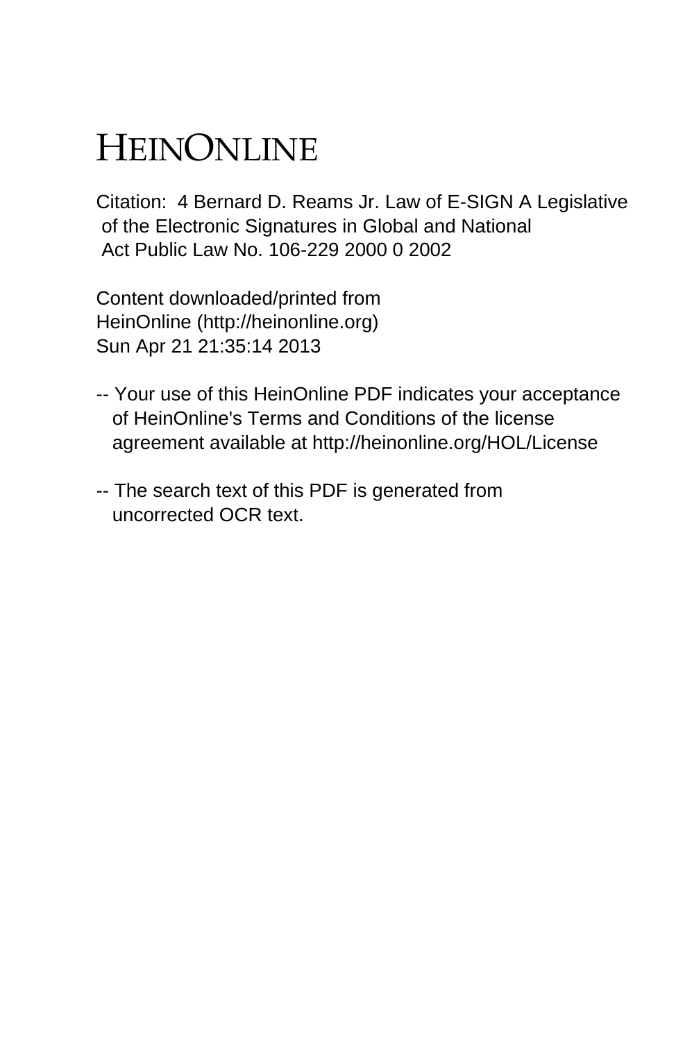# HEINONLINE

Citation: 4 Bernard D. Reams Jr. Law of E-SIGN A Legislative of the Electronic Signatures in Global and National Act Public Law No. 106-229 2000 0 2002

Content downloaded/printed from HeinOnline (http://heinonline.org) Sun Apr 21 21:35:14 2013

-- Your use of this HeinOnline PDF indicates your acceptance of HeinOnline's Terms and Conditions of the license agreement available at http://heinonline.org/HOL/License

-- The search text of this PDF is generated from uncorrected OCR text.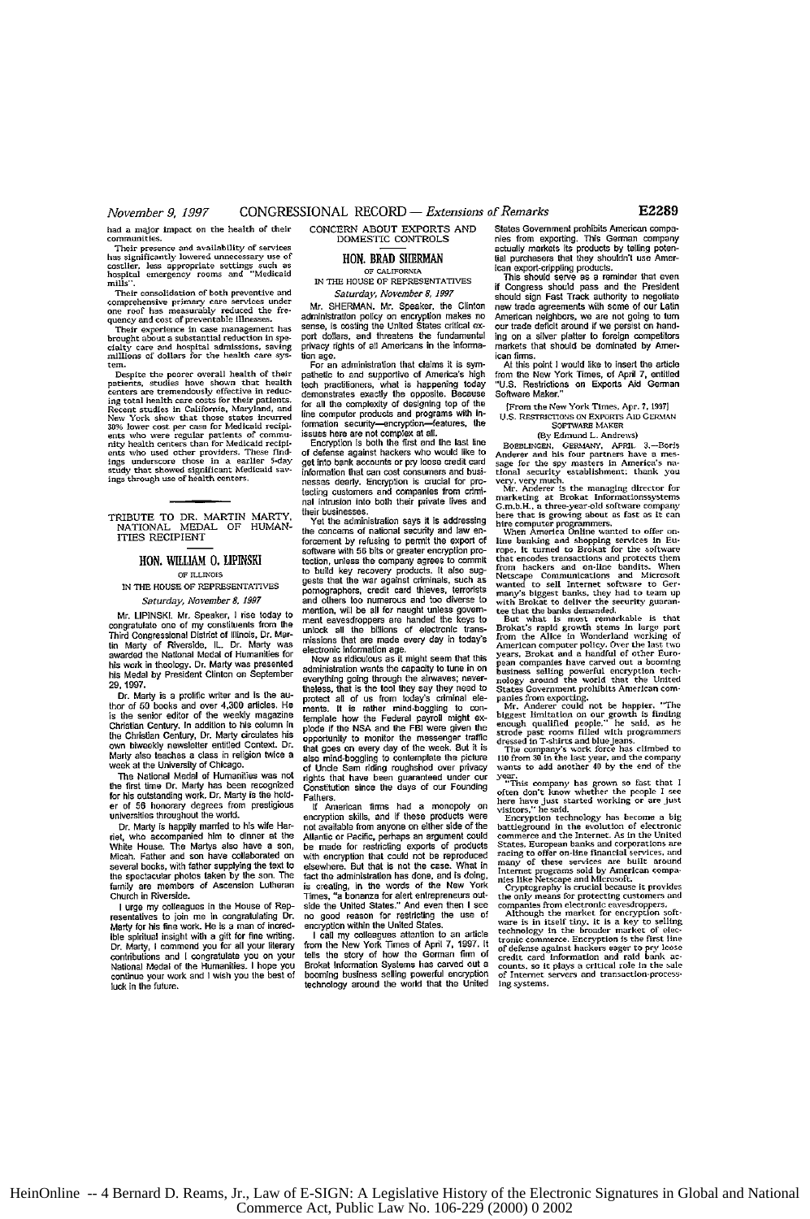had a major impact on the health of their communities.

Their presence and availability of services has significantly lowered unnecessary use of costlier, less appropriate settings such as hospital emergency rooms and "Medicaid mills".

Their consolidation of both preventive and comprehensive primary care services under one roof has measurably reduced the frequency and cost of preventable illnesses.

Their experience in case management has brought about a substantial reduction in specialty care and hospital admissions, saving millions of dollars for the health care system.

Despite the poorer overall health of their patients, studies have shown that health centers are tremendously effective in reducing total health care costs for their patients. Recent studies in California, Maryland, and New York show that those states incurred 30% lower cost per case for Medicaid recipients who were regular patients of community health centers than for Medicaid recipients who used other providers. These findings underscore those in a earlier 5-day study that showed significant Medicaid savings through use of health centers.

## TRIBUTE TO DR. MARTIN MARTY, NATIONAL MEDAL OF HUMANITIES RECIPIENT

### HON. WILLIAM O. LIPINSKI

OF ILLINOIS

IN THE HOUSE OF REPRESENTATIVES

*Saturday, November 8, 1997*

Mr. LIPINSKI. Mr. Speaker, I rise today to congratulate one of my constituents from the Third Congressional District of Illinois, Dr. Martin Marty of Riverside, IL. Dr. Marty was awarded the National Medal of Humanities for his work in theology. Dr. Marty was presented his Medal by President Clinton on September 29, 1997.

Dr. Marty is a prolific writer and is the author of 50 books and over 4,300 articles. He is the senior editor of the weekly magazine Christian Century. In addition to his column in the Christian Century, Dr. Marty circulates his own biweekly newsletter entitled Context. Dr. Marty also teaches a class in religion twice a week at the University of Chicago.

The National Medal of Humanities was not the first time Dr. Marty has been recognized for his outstanding work. Dr. Marty is the holder of 56 honorary degrees from prestigious universities throughout the world.

Dr. Marty is happily married to his wife Harriet, who accompanied him to dinner at the White House. The Martys also have a son, Micah. Father and son have collaborated on several books, with father supplying the text to the spectacular photos taken by the son. The family are members of Ascension Lutheran Church in Riverside.

I urge my colleagues in the House of Representatives to join me in congratulating Dr. Marty for his fine work. He is a man of incredible spiritual insight with a gift for fine writing. Dr. Marty, I commend you for all your literary contributions and I congratulate you on your National Medal of the Humanities. I hope you continue your work and I wish you the best of luck in the future.

## CONCERN ABOUT EXPORTS AND DOMESTIC CONTROLS

### HON. BRAD SHERMAN

OF CALIFORNIA

IN THE HOUSE OF REPRESENTATIVES

*Saturday, November 8, 1997*

Mr. SHERMAN. Mr. Speaker, the Clinton administration policy on encryption makes no sense, is costing the United States critical export dollars, and threatens the fundamental privacy rights of all Americans in the information age.

For an administration that claims it is sympathetic to and supportive of America's high tech practitioners, what is happening today demonstrates exactly the opposite. Because for all the complexity of designing top of the line computer products and programs with information security—encryption—features, the issues here are not complex at all.

Encryption is both the first and the last line of defense against hackers who would like to get into bank accounts or pry loose credit card information that can cost consumers and businesses dearly. Encryption is crucial for protecting customers and companies from criminal intrusion into both their private lives and their businesses.

Yet the administration says it is addressing the concerns of national security and law enforcement by refusing to permit the export of software with 56 bits or greater encryption protection, unless the company agrees to commit to build key recovery products. It also suggests that the war against criminals, such as pornographers, credit card thieves, terrorists and others too numerous and too diverse to mention, will be all for naught unless government eavesdroppers are handed the keys to unlock all the billions of electronic transmissions that are made every day in today's electronic information age.

Now as ridiculous as it might seem that this administration wants the capacity to tune in on everything going through the airwaves; nevertheless, that is the tool they say they need to protect all of us from today's criminal elements. It is rather mind-boggling to contemplate how the Federal payroll might explode if the NSA and the FBI were given the opportunity to monitor the messenger traffic that goes on every day of the week. But it is also mind-boggling to contemplate the picture of Uncle Sam riding roughshod over privacy rights that have been guaranteed under our Constitution since the days of our Founding Fathers.

If American firms had a monopoly on encryption skills, and if these products were not available from anyone on either side of the Atlantic or Pacific, perhaps an argument could be made for restricting exports of products with encryption that could not be reproduced elsewhere. But that is not the case. What in fact the administration has done, and is doing, is creating, in the words of the New York Times, "a bonanza for alert entrepreneurs outside the United States." And even then I see no good reason for restricting the use of encryption within the United States.

I call my colleagues attention to an article from the New York Times of April 7, 1997. It tells the story of how the German firm of Brokat Information Systems has carved out a booming business selling powerful encryption technology around the world that the United States Government prohibits American companies from exporting. This German company actually markets its products by telling potential purchasers that they shouldn't use American export-crippling products.

This should serve as a reminder that even if Congress should pass and the President should sign Fast Track authority to negotiate new trade agreements with some of our Latin American neighbors, we are not going to turn our trade deficit around if we persist on handing on a silver platter to foreign competitors markets that should be dominated by American firms.

At this point I would like to insert the article from the New York Times, of April 7, entitled "U.S. Restrictions on Exports Aid German Software Maker."

[From the New York Times, Apr. 7, 1997]

U.S. RESTRICTIONS ON EXPORTS AID GERMAN SOFTWARE MAKER

(By Edmund L. Andrews)

BOEBLINGEN, GERMANY, APRIL 3.—Boris Anderer and his four partners have a message for the spy masters in America's national security establishment: thank you very, very much.

Mr. Anderer is the managing director for marketing at Brokat Informationssystems G.m.b.H., a three-year-old software company here that is growing about as fast as it can hire computer programmers.

When America Online wanted to offer on-line banking and shopping services in Europe, it turned to Brokat for the software that encodes transactions and protects them from hackers and on-line bandits. When Netscape Communications and Microsoft wanted to sell Internet software to Germany's biggest banks, they had to team up with Brokat to deliver the security guarantee that the banks demanded.

But what is most remarkable is that Brokat's rapid growth stems in large part from the Alice in Wonderland working of American computer policy. Over the last two years, Brokat and a handful of other European companies have carved out a booming business selling powerful encryption technology around the world that the United States Government prohibits American companies from exporting.

Mr. Anderer could not be happier. "The biggest limitation on our growth is finding enough qualified people," he said, as he strode past rooms filled with programmers dressed in T-shirts and blue jeans.

The company's work force has climbed to 110 from 30 in the last year, and the company wants to add another 40 by the end of the year.

"This company has grown so fast that I often don't know whether the people I see here have just started working or are just visitors," he said.

Encryption technology has become a big battleground in the evolution of electronic commerce and the Internet. As in the United States, European banks and corporations are racing to offer on-line financial services, and many of these services are built around Internet programs sold by American companies like Netscape and Microsoft.

Cryptography is crucial because it provides the only means for protecting customers and companies from electronic eavesdroppers.

Although the market for encryption software is in itself tiny, it is a key to selling technology in the broader market of electronic commerce. Encryption is the first line of defense against hackers eager to pry loose credit card information and raid bank accounts, so it plays a critical role in the sale of Internet servers and transaction-processing systems.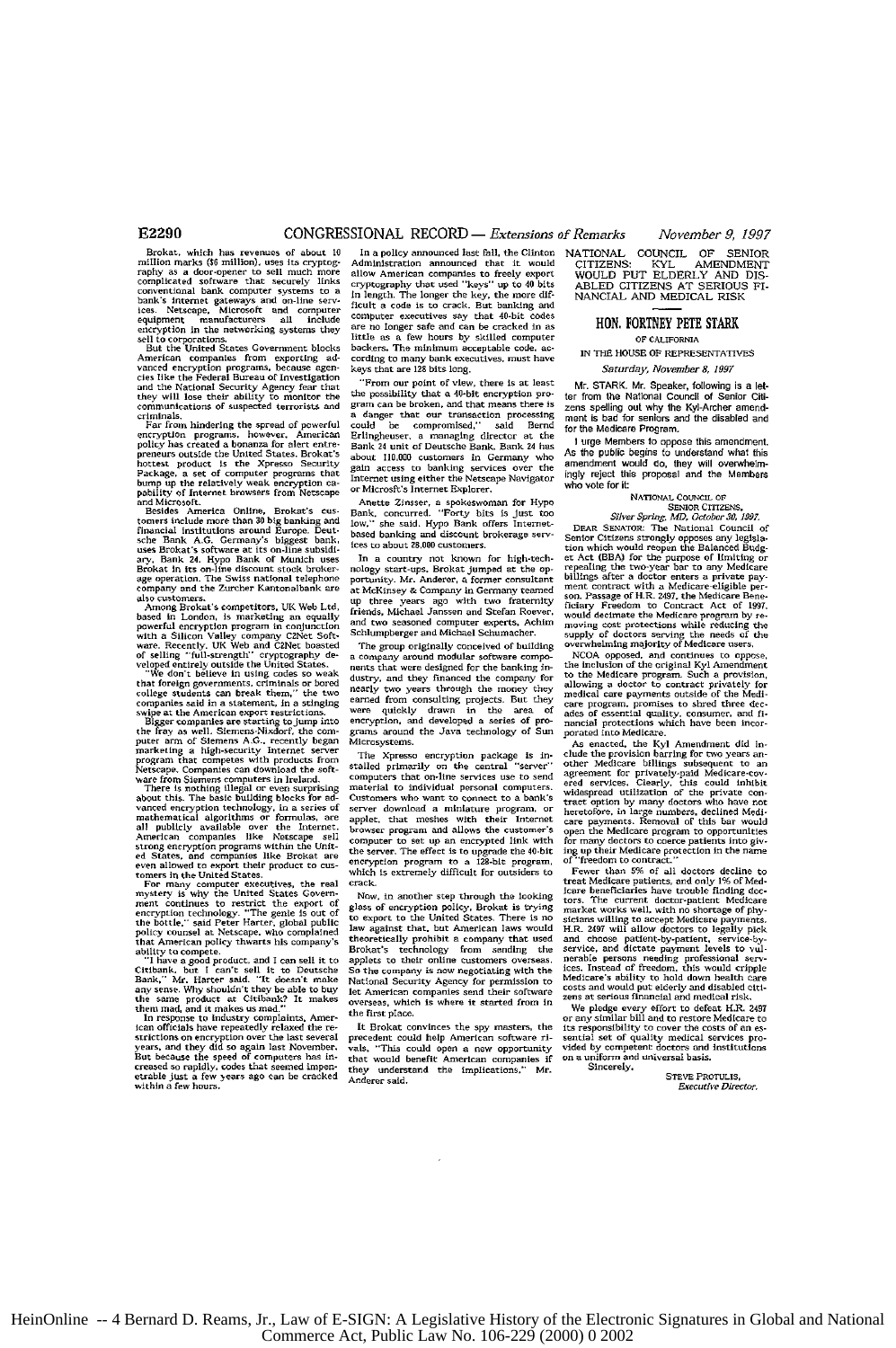Brokat, which has revenues of about 10 million marks ($6 million), uses its cryptography as a door-opener to sell much more complicated software that securely links conventional bank computer systems to a bank's Internet gateways and on-line services. Netscape, Microsoft and computer equipment manufacturers all include encryption in the networking systems they sell to corporations.

But the United States Government blocks American companies from exporting advanced encryption programs, because agencies like the Federal Bureau of Investigation and the National Security Agency fear that they will lose their ability to monitor the communications of suspected terrorists and criminals.

Far from hindering the spread of powerful encryption programs, however, American policy has created a bonanza for alert entrepreneurs outside the United States. Brokat's hottest product is the Xpresso Security Package, a set of computer programs that bump up the relatively weak encryption capability of Internet browsers from Netscape and Microsoft.

Besides America Online, Brokat's customers include more than 30 big banking and financial institutions around Europe. Deutsche Bank A.G., Germany's biggest bank, uses Brokat's software at its on-line subsidiary, Bank 24. Hypo Bank of Munich uses Brokat in its on-line discount stock brokerage operation. The Swiss national telephone company and the Zurcher Kantonalbank are also customers.

Among Brokat's competitors, UK Web Ltd, based in London, is marketing an equally powerful encryption program in conjunction with a Silicon Valley company C2Net Software. Recently, UK Web and C2Net boasted of selling "full-strength" cryptography developed entirely outside the United States.

"We don't believe in using codes so weak that foreign governments, criminals or bored college students can break them," the two companies said in a statement, in a stinging swipe at the American export restrictions.

Bigger companies are starting to jump into the fray as well. Siemens-Nixdorf, the computer arm of Siemens A.G., recently began marketing a high-security Internet server program that competes with products from Netscape. Companies can download the software from Siemens computers in Ireland.

There is nothing illegal or even surprising about this. The basic building blocks for advanced encryption technology, in a series of mathematical algorithms or formulas, are all publicly available over the Internet. American companies like Netscape sell strong encryption programs within the United States, and companies like Brokat are even allowed to export their product to customers in the United States.

For many computer executives, the real mystery is why the United States Government continues to restrict the export of encryption technology. "The genie is out of the bottle," said Peter Harter, global public policy counsel at Netscape, who complained that American policy thwarts his company's ability to compete.

"I have a good product, and I can sell it to Citibank, but I can't sell it to Deutsche Bank," Mr. Harter said. "It doesn't make any sense. Why shouldn't they be able to buy the same product at Citibank? It makes them mad, and it makes us mad."

In response to industry complaints, American officials have repeatedly relaxed the restrictions on encryption over the last several years, and they did so again last November. But because the speed of computers has increased so rapidly, codes that seemed impenetrable just a few years ago can be cracked within a few hours.

In a policy announced last fall, the Clinton Administration announced that it would allow American companies to freely export cryptography that used "keys" up to 40 bits in length. The longer the key, the more difficult a code is to crack. But banking and computer executives say that 40-bit codes are no longer safe and can be cracked in as little as a few hours by skilled computer backers. The minimum acceptable code, according to many bank executives, must have keys that are 128 bits long.

"From our point of view, there is at least the possibility that a 40-bit encryption program can be broken, and that means there is a danger that our transaction processing could be compromised," said Bernd Erlingheuser, a managing director at the Bank 24 unit of Deutsche Bank. Bank 24 has about 110,000 customers in Germany who gain access to banking services over the Internet using either the Netscape Navigator or Microsft's Internet Explorer.

Anette Zinsser, a spokeswoman for Hypo Bank, concurred. "Forty bits is just too low," she said. Hypo Bank offers Internet-based banking and discount brokerage services to about 28,000 customers.

In a country not known for high-technology start-ups, Brokat jumped at the opportunity. Mr. Anderer, a former consultant at McKinsey & Company in Germany teamed up three years ago with two fraternity friends, Michael Janssen and Stefan Roever, and two seasoned computer experts, Achim Schlumberger and Michael Schumacher.

The group originally conceived of building a company around modular software components that were designed for the banking industry, and they financed the company for nearly two years through the money they earned from consulting projects. But they were quickly drawn in the area of encryption, and developed a series of programs around the Java technology of Sun Microsystems.

The Xpresso encryption package is installed primarily on the central "server" computers that on-line services use to send material to individual personal computers. Customers who want to connect to a bank's server download a miniature program, or applet, that meshes with their Internet browser program and allows the customer's computer to set up an encrypted link with the server. The effect is to upgrade the 40-bit encryption program to a 128-bit program, which is extremely difficult for outsiders to crack.

Now, in another step through the looking glass of encryption policy, Brokat is trying to export to the United States. There is no law against that, but American laws would theoretically prohibit a company that used Brokat's technology from sending the applets to their online customers overseas. So the company is now negotiating with the National Security Agency for permission to let American companies send their software overseas, which is where it started from in the first place.

It Brokat convinces the spy masters, the precedent could help American software rivals. "This could open a new opportunity that would benefit American companies if they understand the implications," Mr. Anderer said.

## NATIONAL COUNCIL OF SENIOR CITIZENS: KYL AMENDMENT WOULD PUT ELDERLY AND DISABLED CITIZENS AT SERIOUS FINANCIAL AND MEDICAL RISK

### HON. FORTNEY PETE STARK

OF CALIFORNIA

IN THE HOUSE OF REPRESENTATIVES

*Saturday, November 8, 1997*

Mr. STARK. Mr. Speaker, following is a letter from the National Council of Senior Citizens spelling out why the Kyl-Archer amendment is bad for seniors and the disabled and for the Medicare Program.

I urge Members to oppose this amendment. As the public begins to understand what this amendment would do, they will overwhelmingly reject this proposal and the Members who vote for it:

NATIONAL COUNCIL OF SENIOR CITIZENS,
*Silver Spring, MD, October 30, 1997.*

DEAR SENATOR: The National Council of Senior Citizens strongly opposes any legislation which would reopen the Balanced Budget Act (BBA) for the purpose of limiting or repealing the two-year bar to any Medicare billings after a doctor enters a private payment contract with a Medicare-eligible person. Passage of H.R. 2497, the Medicare Beneficiary Freedom to Contract Act of 1997, would decimate the Medicare program by removing cost protections while reducing the supply of doctors serving the needs of the overwhelming majority of Medicare users.

NCOA opposed, and continues to oppose, the inclusion of the original Kyl Amendment to the Medicare program. Such a provision, allowing a doctor to contract privately for medical care payments outside of the Medicare program, promises to shred three decades of essential quality, consumer, and financial protections which have been incorporated into Medicare.

As enacted, the Kyl Amendment did include the provision barring for two years another Medicare billings subsequent to an agreement for privately-paid Medicare-covered services. Clearly, this could inhibit widespread utilization of the private contract option by many doctors who have not heretofore, in large numbers, declined Medicare payments. Removal of this bar would open the Medicare program to opportunities for many doctors to coerce patients into giving up their Medicare protection in the name of "freedom to contract."

Fewer than 5% of all doctors decline to treat Medicare patients, and only 1% of Medicare beneficiaries have trouble finding doctors. The current doctor-patient Medicare market works well, with no shortage of physicians willing to accept Medicare payments. H.R. 2497 will allow doctors to legally pick and choose patient-by-patient, service-by-service, and dictate payment levels to vulnerable persons needing professional services. Instead of freedom, this would cripple Medicare's ability to hold down health care costs and would put elderly and disabled citizens at serious financial and medical risk.

We pledge every effort to defeat H.R. 2497 or any similar bill and to restore Medicare to its responsibility to cover the costs of an essential set of quality medical services provided by competent doctors and institutions on a uniform and universal basis.

Sincerely,

STEVE PROTULIS,
*Executive Director.*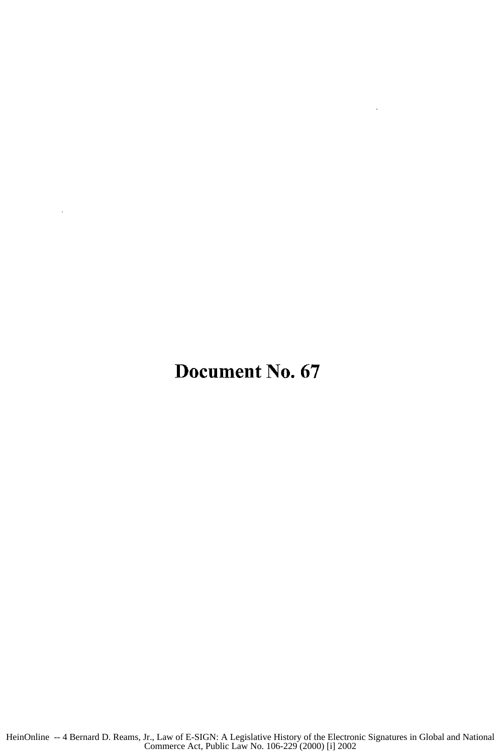# Document No. 67